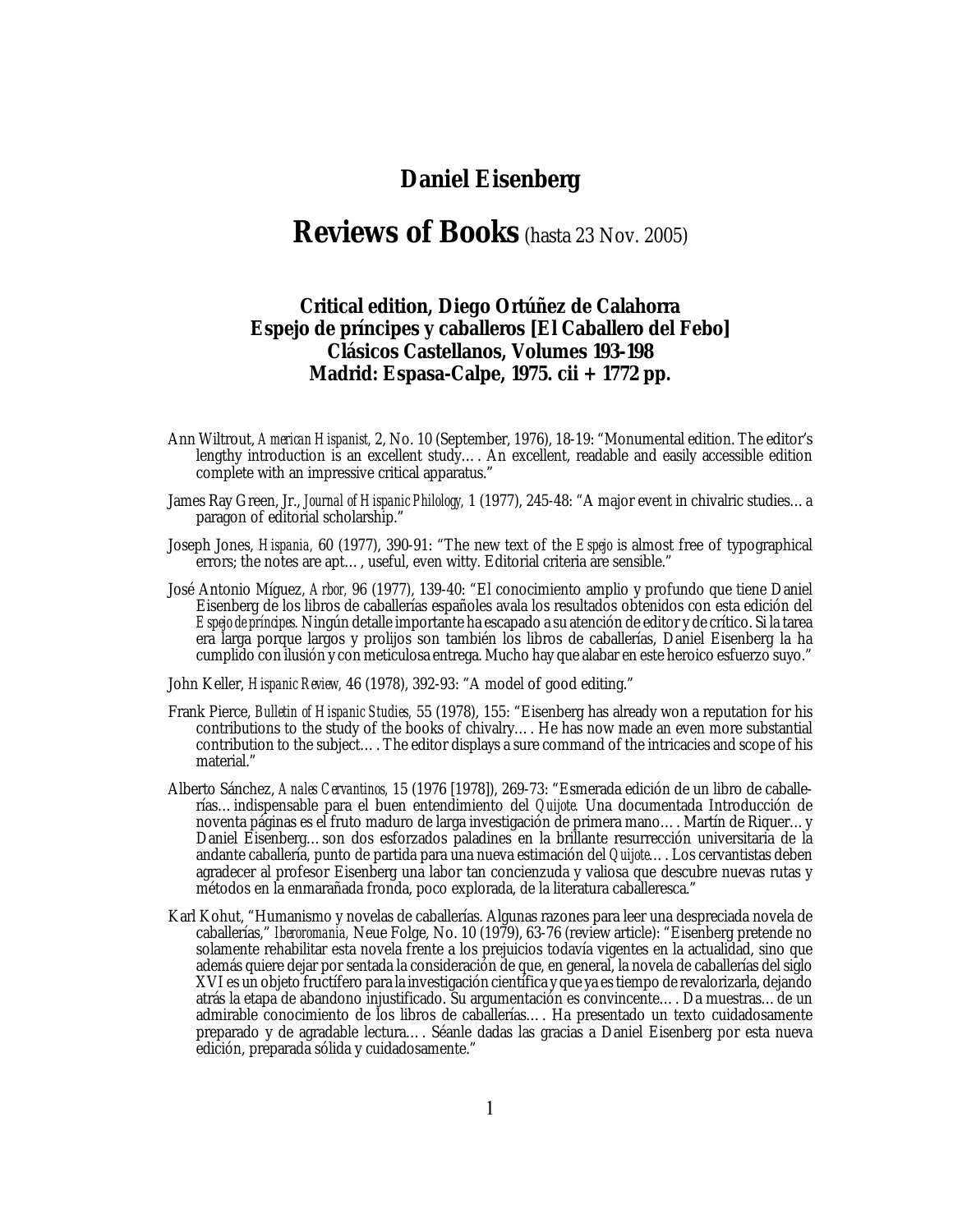# Daniel Eisenberg

# Reviews of Books (hasta 23 Nov. 2005)

### Critical edition, Diego Ortúñez de Calahorra
### Espejo de príncipes y caballeros [El Caballero del Febo]
### Clásicos Castellanos, Volumes 193-198
### Madrid: Espasa-Calpe, 1975. cii + 1772 pp.

Ann Wiltrout, *American Hispanist,* 2, No. 10 (September, 1976), 18-19: "Monumental edition. The editor's lengthy introduction is an excellent study…. An excellent, readable and easily accessible edition complete with an impressive critical apparatus."

James Ray Green, Jr., *Journal of Hispanic Philology,* 1 (1977), 245-48: "A major event in chivalric studies… a paragon of editorial scholarship."

Joseph Jones, *Hispania,* 60 (1977), 390-91: "The new text of the *Espejo* is almost free of typographical errors; the notes are apt…, useful, even witty. Editorial criteria are sensible."

José Antonio Míguez, *Arbor,* 96 (1977), 139-40: "El conocimiento amplio y profundo que tiene Daniel Eisenberg de los libros de caballerías españoles avala los resultados obtenidos con esta edición del *Espejo de príncipes.* Ningún detalle importante ha escapado a su atención de editor y de crítico. Si la tarea era larga porque largos y prolijos son también los libros de caballerías, Daniel Eisenberg la ha cumplido con ilusión y con meticulosa entrega. Mucho hay que alabar en este heroico esfuerzo suyo."

John Keller, *Hispanic Review,* 46 (1978), 392-93: "A model of good editing."

Frank Pierce, *Bulletin of Hispanic Studies,* 55 (1978), 155: "Eisenberg has already won a reputation for his contributions to the study of the books of chivalry…. He has now made an even more substantial contribution to the subject…. The editor displays a sure command of the intricacies and scope of his material."

Alberto Sánchez, *Anales Cervantinos,* 15 (1976 [1978]), 269-73: "Esmerada edición de un libro de caballerías… indispensable para el buen entendimiento del *Quijote.* Una documentada Introducción de noventa páginas es el fruto maduro de larga investigación de primera mano…. Martín de Riquer… y Daniel Eisenberg… son dos esforzados paladines en la brillante resurrección universitaria de la andante caballería, punto de partida para una nueva estimación del *Quijote*…. Los cervantistas deben agradecer al profesor Eisenberg una labor tan concienzuda y valiosa que descubre nuevas rutas y métodos en la enmarañada fronda, poco explorada, de la literatura caballeresca."

Karl Kohut, "Humanismo y novelas de caballerías. Algunas razones para leer una despreciada novela de caballerías," *Iberoromania,* Neue Folge, No. 10 (1979), 63-76 (review article): "Eisenberg pretende no solamente rehabilitar esta novela frente a los prejuicios todavía vigentes en la actualidad, sino que además quiere dejar por sentada la consideración de que, en general, la novela de caballerías del siglo XVI es un objeto fructífero para la investigación científica y que ya es tiempo de revalorizarla, dejando atrás la etapa de abandono injustificado. Su argumentación es convincente…. Da muestras… de un admirable conocimiento de los libros de caballerías…. Ha presentado un texto cuidadosamente preparado y de agradable lectura…. Séanle dadas las gracias a Daniel Eisenberg por esta nueva edición, preparada sólida y cuidadosamente."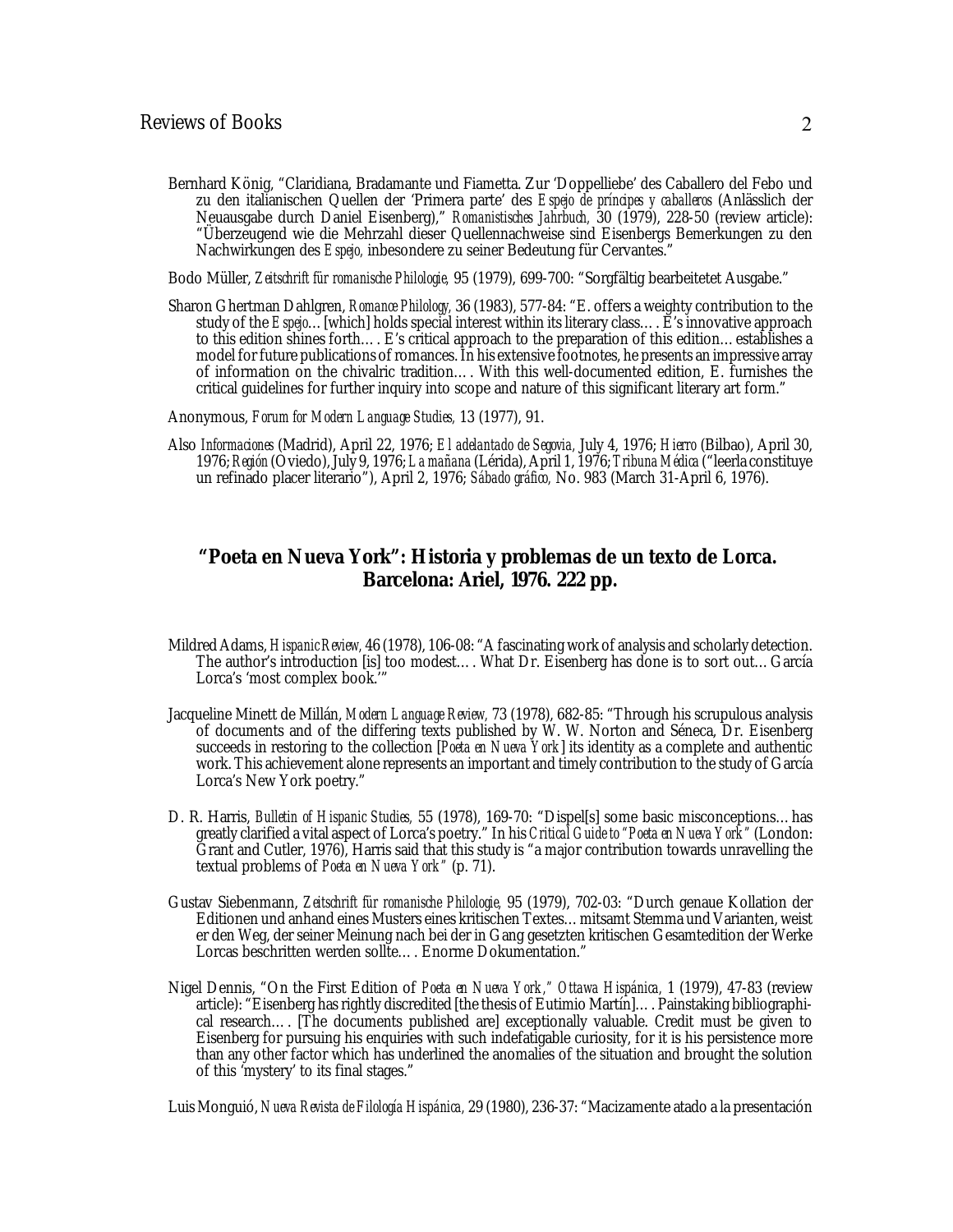Bernhard König, "Claridiana, Bradamante und Fiametta. Zur 'Doppelliebe' des Caballero del Febo und zu den italianischen Quellen der 'Primera parte' des *Espejo de príncipes y caballeros* (Anlässlich der Neuausgabe durch Daniel Eisenberg)," *Romanistisches Jahrbuch,* 30 (1979), 228-50 (review article): "Überzeugend wie die Mehrzahl dieser Quellennachweise sind Eisenbergs Bemerkungen zu den Nachwirkungen des *Espejo,* inbesondere zu seiner Bedeutung für Cervantes."

Bodo Müller, *Zeitschrift für romanische Philologie,* 95 (1979), 699-700: "Sorgfältig bearbeitetet Ausgabe."

Sharon Ghertman Dahlgren, *Romance Philology,* 36 (1983), 577-84: "E. offers a weighty contribution to the study of the *Espejo*… [which] holds special interest within its literary class…. E's innovative approach to this edition shines forth…. E's critical approach to the preparation of this edition… establishes a model for future publications of romances. In his extensive footnotes, he presents an impressive array of information on the chivalric tradition…. With this well-documented edition, E. furnishes the critical guidelines for further inquiry into scope and nature of this significant literary art form."

Anonymous, *Forum for Modern Language Studies,* 13 (1977), 91.

Also *Informaciones* (Madrid), April 22, 1976; *El adelantado de Segovia*, July 4, 1976; *Hierro* (Bilbao), April 30, 1976; *Región* (Oviedo), July 9, 1976; *La mañana* (Lérida), April 1, 1976; *Tribuna Médica* ("leerla constituye un refinado placer literario"), April 2, 1976; *Sábado gráfico,* No. 983 (March 31-April 6, 1976).

## "Poeta en Nueva York": Historia y problemas de un texto de Lorca. Barcelona: Ariel, 1976. 222 pp.

Mildred Adams, *Hispanic Review,* 46 (1978), 106-08: "A fascinating work of analysis and scholarly detection. The author's introduction [is] too modest…. What Dr. Eisenberg has done is to sort out… García Lorca's 'most complex book.'"

Jacqueline Minett de Millán, *Modern Language Review,* 73 (1978), 682-85: "Through his scrupulous analysis of documents and of the differing texts published by W. W. Norton and Séneca, Dr. Eisenberg succeeds in restoring to the collection [*Poeta en Nueva York*] its identity as a complete and authentic work. This achievement alone represents an important and timely contribution to the study of García Lorca's New York poetry."

D. R. Harris, *Bulletin of Hispanic Studies,* 55 (1978), 169-70: "Dispel[s] some basic misconceptions… has greatly clarified a vital aspect of Lorca's poetry." In his *Critical Guide to "Poeta en Nueva York"* (London: Grant and Cutler, 1976), Harris said that this study is "a major contribution towards unravelling the textual problems of *Poeta en Nueva York"* (p. 71).

Gustav Siebenmann, *Zeitschrift für romanische Philologie,* 95 (1979), 702-03: "Durch genaue Kollation der Editionen und anhand eines Musters eines kritischen Textes… mitsamt Stemma und Varianten, weist er den Weg, der seiner Meinung nach bei der in Gang gesetzten kritischen Gesamtedition der Werke Lorcas beschritten werden sollte…. Enorme Dokumentation."

Nigel Dennis, "On the First Edition of *Poeta en Nueva York," Ottawa Hispánica,* 1 (1979), 47-83 (review article): "Eisenberg has rightly discredited [the thesis of Eutimio Martín]…. Painstaking bibliographical research…. [The documents published are] exceptionally valuable. Credit must be given to Eisenberg for pursuing his enquiries with such indefatigable curiosity, for it is his persistence more than any other factor which has underlined the anomalies of the situation and brought the solution of this 'mystery' to its final stages."

Luis Monguió, *Nueva Revista de Filología Hispánica,* 29 (1980), 236-37: "Macizamente atado a la presentación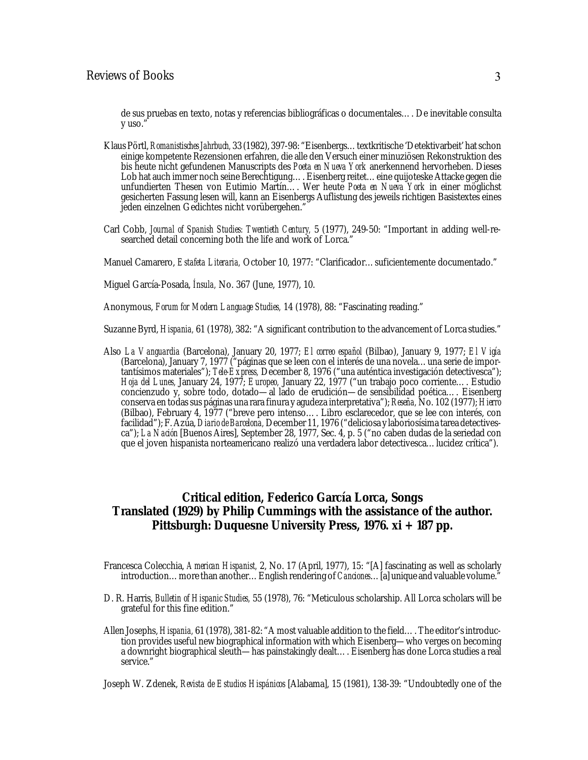de sus pruebas en texto, notas y referencias bibliográficas o documentales…. De inevitable consulta y uso."

Klaus Pörtl, *Romanistisches Jahrbuch,* 33 (1982), 397-98: "Eisenbergs… textkritische 'Detektivarbeit' hat schon einige kompetente Rezensionen erfahren, die alle den Versuch einer minuziösen Rekonstruktion des bis heute nicht gefundenen Manuscripts des *Poeta en Nueva York* anerkennend hervorheben. Dieses Lob hat auch immer noch seine Berechtigung…. Eisenberg reitet… eine quijoteske Attacke gegen die unfundierten Thesen von Eutimio Martín…. Wer heute *Poeta en Nueva York* in einer möglichst gesicherten Fassung lesen will, kann an Eisenbergs Auflistung des jeweils richtigen Basistextes eines jeden einzelnen Gedichtes nicht vorübergehen."

Carl Cobb, *Journal of Spanish Studies: Twentieth Century,* 5 (1977), 249-50: "Important in adding well-researched detail concerning both the life and work of Lorca."

Manuel Camarero, *Estafeta Literaria,* October 10, 1977: "Clarificador… suficientemente documentado."

Miguel García-Posada, *Ínsula,* No. 367 (June, 1977), 10.

Anonymous, *Forum for Modern Language Studies,* 14 (1978), 88: "Fascinating reading."

Suzanne Byrd, *Hispania,* 61 (1978), 382: "A significant contribution to the advancement of Lorca studies."

Also *La Vanguardia* (Barcelona), January 20, 1977; *El correo español* (Bilbao), January 9, 1977; *El Vigía* (Barcelona), January 7, 1977 ("páginas que se leen con el interés de una novela… una serie de importantísimos materiales"); *Tele-Express,* December 8, 1976 ("una auténtica investigación detectivesca"); *Hoja del Lunes,* January 24, 1977; *Europeo,* January 22, 1977 ("un trabajo poco corriente…. Estudio concienzudo y, sobre todo, dotado—al lado de erudición—de sensibilidad poética…. Eisenberg conserva en todas sus páginas una rara finura y agudeza interpretativa"); *Reseña,* No. 102 (1977); *Hierro* (Bilbao), February 4, 1977 ("breve pero intenso…. Libro esclarecedor, que se lee con interés, con facilidad"); F. Azúa, *Diario de Barcelona,* December 11, 1976 ("deliciosa y laboriosísima tarea detectivesca"); *La Nación* [Buenos Aires], September 28, 1977, Sec. 4, p. 5 ("no caben dudas de la seriedad con que el joven hispanista norteamericano realizó una verdadera labor detectivesca… lucidez crítica").

## Critical edition, Federico García Lorca, Songs
## Translated (1929) by Philip Cummings with the assistance of the author.
## Pittsburgh: Duquesne University Press, 1976. xi + 187 pp.

Francesca Colecchia, *American Hispanist,* 2, No. 17 (April, 1977), 15: "[A] fascinating as well as scholarly introduction… more than another… English rendering of *Canciones*… [a] unique and valuable volume."

D. R. Harris, *Bulletin of Hispanic Studies,* 55 (1978), 76: "Meticulous scholarship. All Lorca scholars will be grateful for this fine edition."

Allen Josephs, *Hispania,* 61 (1978), 381-82: "A most valuable addition to the field…. The editor's introduction provides useful new biographical information with which Eisenberg—who verges on becoming a downright biographical sleuth—has painstakingly dealt…. Eisenberg has done Lorca studies a real service."

Joseph W. Zdenek, *Revista de Estudios Hispánicos* [Alabama], 15 (1981), 138-39: "Undoubtedly one of the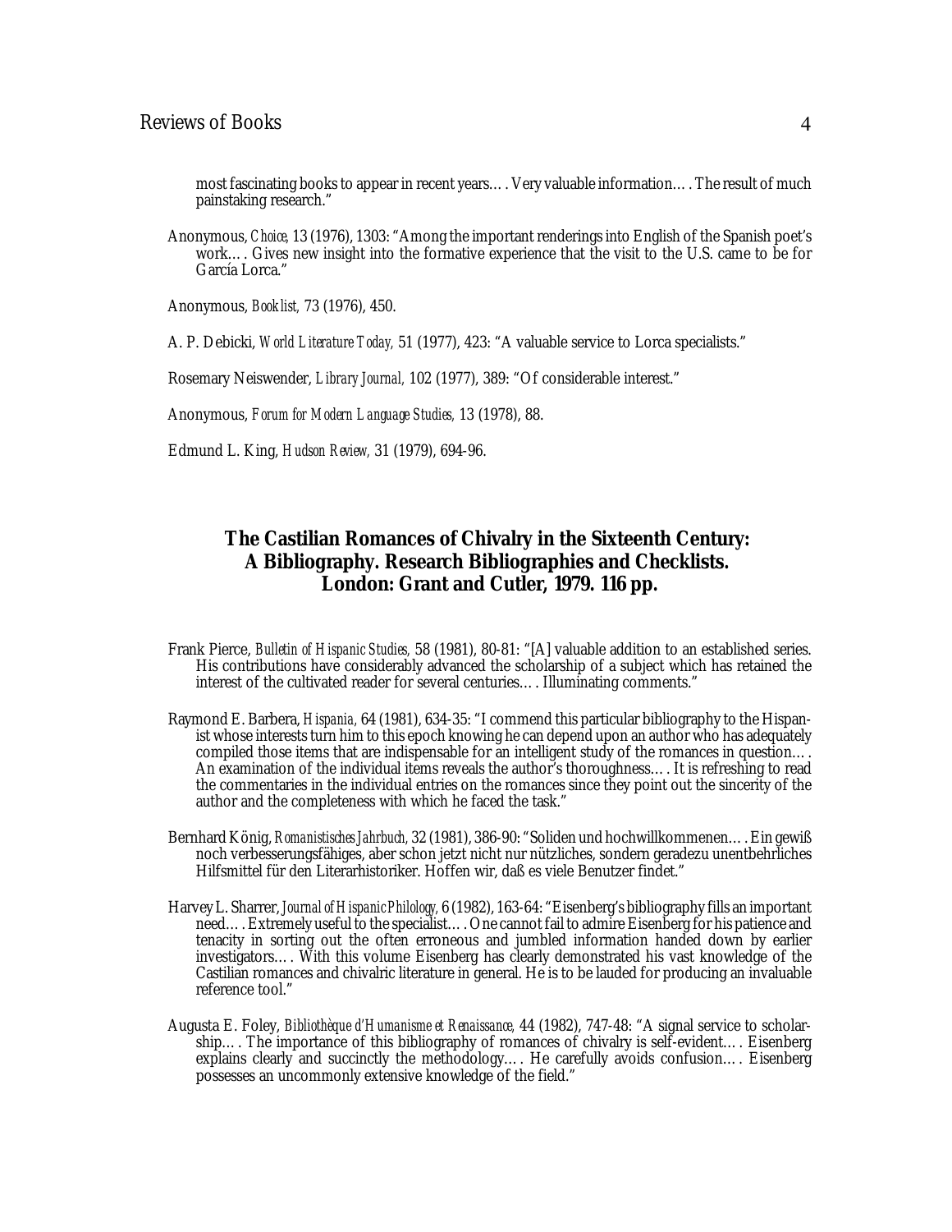most fascinating books to appear in recent years.… Very valuable information.… The result of much painstaking research."

Anonymous, *Choice,* 13 (1976), 1303: "Among the important renderings into English of the Spanish poet's work.… Gives new insight into the formative experience that the visit to the U.S. came to be for García Lorca."

Anonymous, *Booklist,* 73 (1976), 450.

A. P. Debicki, *World Literature Today,* 51 (1977), 423: "A valuable service to Lorca specialists."

Rosemary Neiswender, *Library Journal,* 102 (1977), 389: "Of considerable interest."

Anonymous, *Forum for Modern Language Studies,* 13 (1978), 88.

Edmund L. King, *Hudson Review,* 31 (1979), 694-96.

## The Castilian Romances of Chivalry in the Sixteenth Century: A Bibliography. Research Bibliographies and Checklists. London: Grant and Cutler, 1979. 116 pp.

Frank Pierce, *Bulletin of Hispanic Studies,* 58 (1981), 80-81: "[A] valuable addition to an established series. His contributions have considerably advanced the scholarship of a subject which has retained the interest of the cultivated reader for several centuries.… Illuminating comments."

Raymond E. Barbera, *Hispania,* 64 (1981), 634-35: "I commend this particular bibliography to the Hispanist whose interests turn him to this epoch knowing he can depend upon an author who has adequately compiled those items that are indispensable for an intelligent study of the romances in question.… An examination of the individual items reveals the author's thoroughness.… It is refreshing to read the commentaries in the individual entries on the romances since they point out the sincerity of the author and the completeness with which he faced the task."

Bernhard König, *Romanistisches Jahrbuch,* 32 (1981), 386-90: "Soliden und hochwillkommenen.… Ein gewiß noch verbesserungsfähiges, aber schon jetzt nicht nur nützliches, sondern geradezu unentbehrliches Hilfsmittel für den Literarhistoriker. Hoffen wir, daß es viele Benutzer findet."

Harvey L. Sharrer, *Journal of Hispanic Philology,* 6 (1982), 163-64: "Eisenberg's bibliography fills an important need.… Extremely useful to the specialist.… One cannot fail to admire Eisenberg for his patience and tenacity in sorting out the often erroneous and jumbled information handed down by earlier investigators.… With this volume Eisenberg has clearly demonstrated his vast knowledge of the Castilian romances and chivalric literature in general. He is to be lauded for producing an invaluable reference tool."

Augusta E. Foley, *Bibliothèque d'Humanisme et Renaissance,* 44 (1982), 747-48: "A signal service to scholarship.… The importance of this bibliography of romances of chivalry is self-evident.… Eisenberg explains clearly and succinctly the methodology.… He carefully avoids confusion.… Eisenberg possesses an uncommonly extensive knowledge of the field."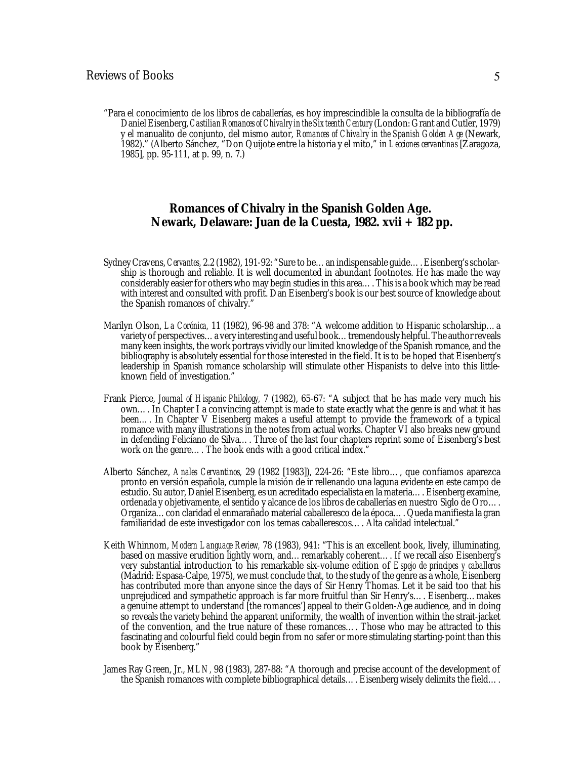"Para el conocimiento de los libros de caballerías, es hoy imprescindible la consulta de la bibliografía de Daniel Eisenberg, *Castilian Romances of Chivalry in the Sixteenth Century* (London: Grant and Cutler, 1979) y el manualito de conjunto, del mismo autor, *Romances of Chivalry in the Spanish Golden Age* (Newark, 1982)." (Alberto Sánchez, "Don Quijote entre la historia y el mito," in *Lecciones cervantinas* [Zaragoza, 1985], pp. 95-111, at p. 99, n. 7.)

## Romances of Chivalry in the Spanish Golden Age. Newark, Delaware: Juan de la Cuesta, 1982. xvii + 182 pp.

Sydney Cravens, *Cervantes*, 2.2 (1982), 191-92: "Sure to be… an indispensable guide…. Eisenberg's scholarship is thorough and reliable. It is well documented in abundant footnotes. He has made the way considerably easier for others who may begin studies in this area…. This is a book which may be read with interest and consulted with profit. Dan Eisenberg's book is our best source of knowledge about the Spanish romances of chivalry."

Marilyn Olson, *La Corónica*, 11 (1982), 96-98 and 378: "A welcome addition to Hispanic scholarship… a variety of perspectives… a very interesting and useful book… tremendously helpful. The author reveals many keen insights, the work portrays vividly our limited knowledge of the Spanish romance, and the bibliography is absolutely essential for those interested in the field. It is to be hoped that Eisenberg's leadership in Spanish romance scholarship will stimulate other Hispanists to delve into this little-known field of investigation."

Frank Pierce, *Journal of Hispanic Philology*, 7 (1982), 65-67: "A subject that he has made very much his own…. In Chapter I a convincing attempt is made to state exactly what the genre is and what it has been…. In Chapter V Eisenberg makes a useful attempt to provide the framework of a typical romance with many illustrations in the notes from actual works. Chapter VI also breaks new ground in defending Feliciano de Silva…. Three of the last four chapters reprint some of Eisenberg's best work on the genre…. The book ends with a good critical index."

Alberto Sánchez, *Anales Cervantinos*, 29 (1982 [1983]), 224-26: "Este libro…, que confiamos aparezca pronto en versión española, cumple la misión de ir rellenando una laguna evidente en este campo de estudio. Su autor, Daniel Eisenberg, es un acreditado especialista en la materia…. Eisenberg examine, ordenada y objetivamente, el sentido y alcance de los libros de caballerías en nuestro Siglo de Oro…. Organiza… con claridad el enmarañado material caballeresco de la época…. Queda manifiesta la gran familiaridad de este investigador con los temas caballerescos…. Alta calidad intelectual."

Keith Whinnom, *Modern Language Review*, 78 (1983), 941: "This is an excellent book, lively, illuminating, based on massive erudition lightly worn, and… remarkably coherent…. If we recall also Eisenberg's very substantial introduction to his remarkable six-volume edition of *Espejo de príncipes y caballeros* (Madrid: Espasa-Calpe, 1975), we must conclude that, to the study of the genre as a whole, Eisenberg has contributed more than anyone since the days of Sir Henry Thomas. Let it be said too that his unprejudiced and sympathetic approach is far more fruitful than Sir Henry's…. Eisenberg… makes a genuine attempt to understand [the romances'] appeal to their Golden-Age audience, and in doing so reveals the variety behind the apparent uniformity, the wealth of invention within the strait-jacket of the convention, and the true nature of these romances…. Those who may be attracted to this fascinating and colourful field could begin from no safer or more stimulating starting-point than this book by Eisenberg."

James Ray Green, Jr., *MLN*, 98 (1983), 287-88: "A thorough and precise account of the development of the Spanish romances with complete bibliographical details…. Eisenberg wisely delimits the field…."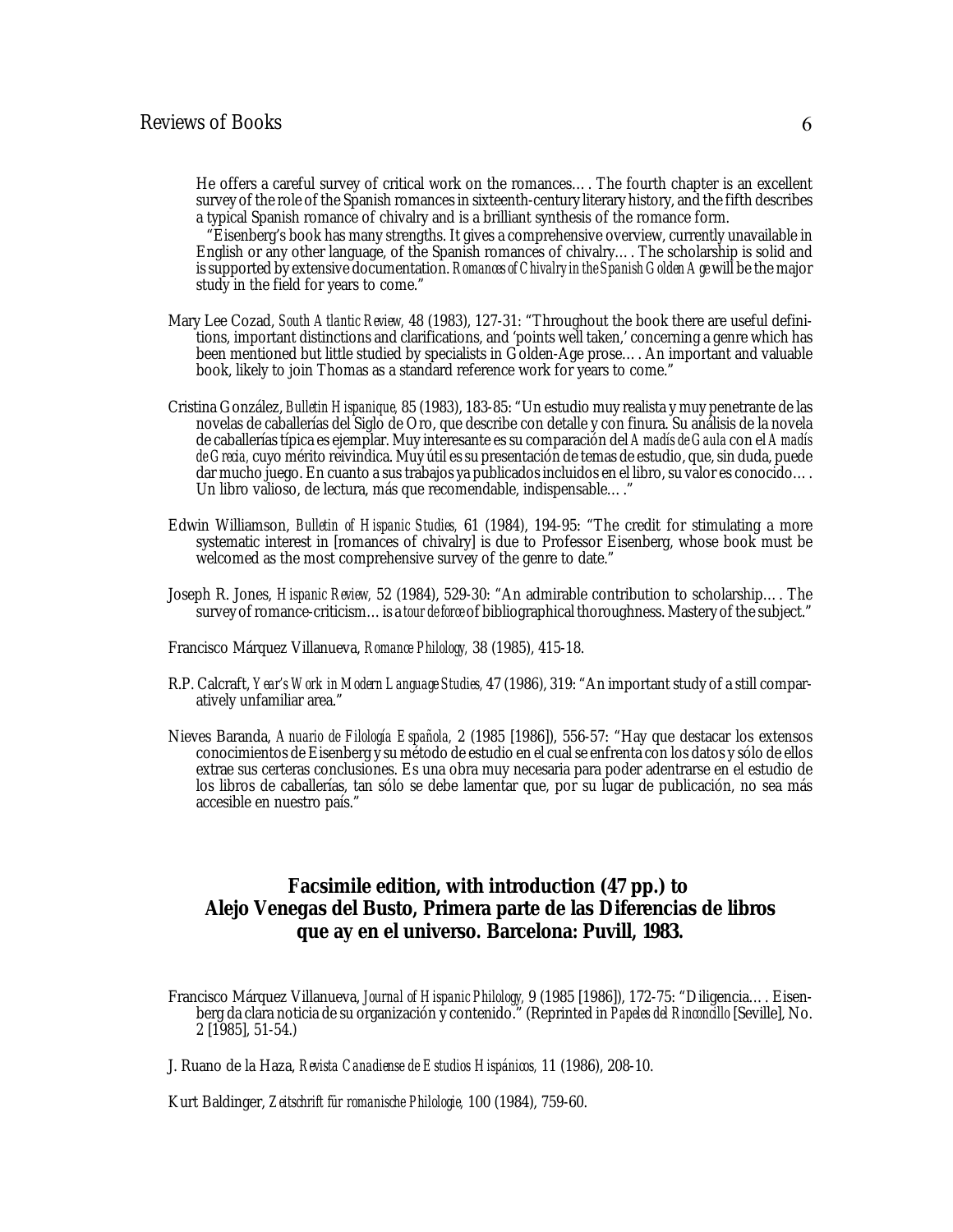He offers a careful survey of critical work on the romances…. The fourth chapter is an excellent survey of the role of the Spanish romances in sixteenth-century literary history, and the fifth describes a typical Spanish romance of chivalry and is a brilliant synthesis of the romance form.

"Eisenberg's book has many strengths. It gives a comprehensive overview, currently unavailable in English or any other language, of the Spanish romances of chivalry…. The scholarship is solid and is supported by extensive documentation. *Romances of Chivalry in the Spanish Golden Age* will be the major study in the field for years to come."

Mary Lee Cozad, *South Atlantic Review,* 48 (1983), 127-31: "Throughout the book there are useful definitions, important distinctions and clarifications, and 'points well taken,' concerning a genre which has been mentioned but little studied by specialists in Golden-Age prose…. An important and valuable book, likely to join Thomas as a standard reference work for years to come."

Cristina González, *Bulletin Hispanique,* 85 (1983), 183-85: "Un estudio muy realista y muy penetrante de las novelas de caballerías del Siglo de Oro, que describe con detalle y con finura. Su análisis de la novela de caballerías típica es ejemplar. Muy interesante es su comparación del *Amadís de Gaula* con el *Amadís de Grecia,* cuyo mérito reivindica. Muy útil es su presentación de temas de estudio, que, sin duda, puede dar mucho juego. En cuanto a sus trabajos ya publicados incluidos en el libro, su valor es conocido…. Un libro valioso, de lectura, más que recomendable, indispensable…."

Edwin Williamson, *Bulletin of Hispanic Studies,* 61 (1984), 194-95: "The credit for stimulating a more systematic interest in [romances of chivalry] is due to Professor Eisenberg, whose book must be welcomed as the most comprehensive survey of the genre to date."

Joseph R. Jones, *Hispanic Review,* 52 (1984), 529-30: "An admirable contribution to scholarship…. The survey of romance-criticism… is a *tour de force* of bibliographical thoroughness. Mastery of the subject."

Francisco Márquez Villanueva, *Romance Philology,* 38 (1985), 415-18.

R.P. Calcraft, *Year's Work in Modern Language Studies,* 47 (1986), 319: "An important study of a still comparatively unfamiliar area."

Nieves Baranda, *Anuario de Filología Española,* 2 (1985 [1986]), 556-57: "Hay que destacar los extensos conocimientos de Eisenberg y su método de estudio en el cual se enfrenta con los datos y sólo de ellos extrae sus certeras conclusiones. Es una obra muy necesaria para poder adentrarse en el estudio de los libros de caballerías, tan sólo se debe lamentar que, por su lugar de publicación, no sea más accesible en nuestro país."

## Facsimile edition, with introduction (47 pp.) to Alejo Venegas del Busto, Primera parte de las Diferencias de libros que ay en el universo. Barcelona: Puvill, 1983.

Francisco Márquez Villanueva, *Journal of Hispanic Philology,* 9 (1985 [1986]), 172-75: "Diligencia…. Eisenberg da clara noticia de su organización y contenido." (Reprinted in *Papeles del Rinconcillo* [Seville], No. 2 [1985], 51-54.)

J. Ruano de la Haza, *Revista Canadiense de Estudios Hispánicos,* 11 (1986), 208-10.

Kurt Baldinger, *Zeitschrift für romanische Philologie,* 100 (1984), 759-60.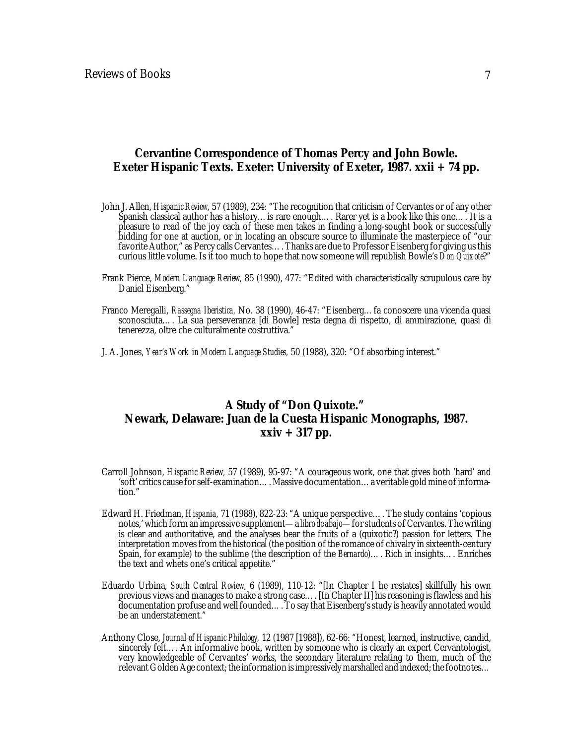## Cervantine Correspondence of Thomas Percy and John Bowle. Exeter Hispanic Texts. Exeter: University of Exeter, 1987. xxii + 74 pp.

John J. Allen, *Hispanic Review,* 57 (1989), 234: "The recognition that criticism of Cervantes or of any other Spanish classical author has a history… is rare enough…. Rarer yet is a book like this one…. It is a pleasure to read of the joy each of these men takes in finding a long-sought book or successfully bidding for one at auction, or in locating an obscure source to illuminate the masterpiece of "our favorite Author," as Percy calls Cervantes…. Thanks are due to Professor Eisenberg for giving us this curious little volume. Is it too much to hope that now someone will republish Bowle's *Don Quixote*?"

Frank Pierce, *Modern Language Review,* 85 (1990), 477: "Edited with characteristically scrupulous care by Daniel Eisenberg."

Franco Meregalli, *Rassegna Iberistica,* No. 38 (1990), 46-47: "Eisenberg… fa conoscere una vicenda quasi sconosciuta…. La sua perseveranza [di Bowle] resta degna di rispetto, di ammirazione, quasi di tenerezza, oltre che culturalmente costruttiva."

J. A. Jones, *Year's Work in Modern Language Studies,* 50 (1988), 320: "Of absorbing interest."

## A Study of "Don Quixote." Newark, Delaware: Juan de la Cuesta Hispanic Monographs, 1987. xxiv + 317 pp.

Carroll Johnson, *Hispanic Review,* 57 (1989), 95-97: "A courageous work, one that gives both 'hard' and 'soft' critics cause for self-examination…. Massive documentation… a veritable gold mine of information."

Edward H. Friedman, *Hispania,* 71 (1988), 822-23: "A unique perspective…. The study contains 'copious notes,' which form an impressive supplement—a *libro de abajo*—for students of Cervantes. The writing is clear and authoritative, and the analyses bear the fruits of a (quixotic?) passion for letters. The interpretation moves from the historical (the position of the romance of chivalry in sixteenth-century Spain, for example) to the sublime (the description of the *Bernardo*)…. Rich in insights…. Enriches the text and whets one's critical appetite."

Eduardo Urbina, *South Central Review,* 6 (1989), 110-12: "[In Chapter I he restates] skillfully his own previous views and manages to make a strong case…. [In Chapter II] his reasoning is flawless and his documentation profuse and well founded…. To say that Eisenberg's study is heavily annotated would be an understatement."

Anthony Close, *Journal of Hispanic Philology,* 12 (1987 [1988]), 62-66: "Honest, learned, instructive, candid, sincerely felt…. An informative book, written by someone who is clearly an expert Cervantologist, very knowledgeable of Cervantes' works, the secondary literature relating to them, much of the relevant Golden Age context; the information is impressively marshalled and indexed; the footnotes…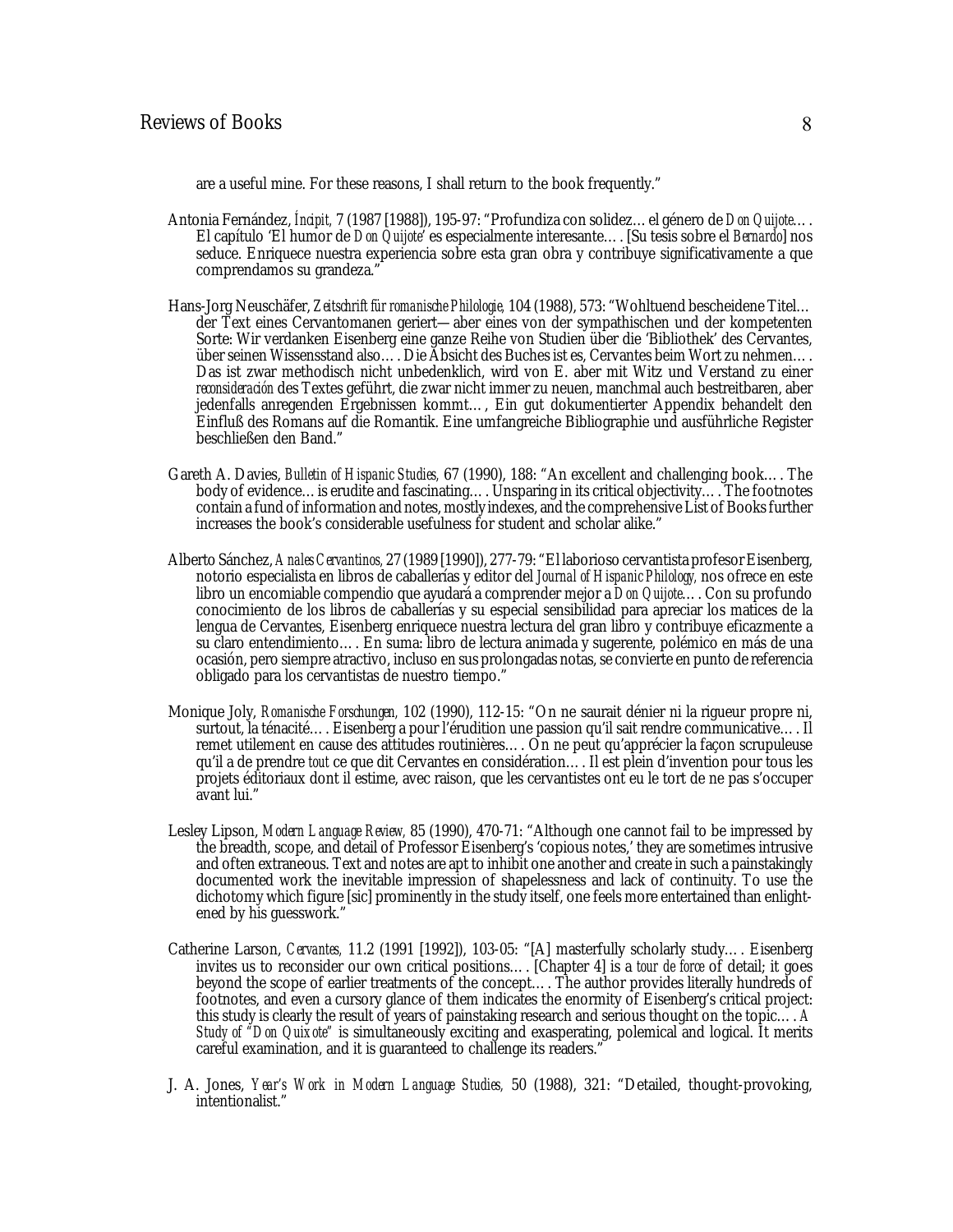are a useful mine. For these reasons, I shall return to the book frequently."

Antonia Fernández, *Íncipit,* 7 (1987 [1988]), 195-97: "Profundiza con solidez… el género de *Don Quijote*…. El capítulo 'El humor de *Don Quijote*' es especialmente interesante…. [Su tesis sobre el *Bernardo*] nos seduce. Enriquece nuestra experiencia sobre esta gran obra y contribuye significativamente a que comprendamos su grandeza."

Hans-Jorg Neuschäfer, *Zeitschrift für romanische Philologie,* 104 (1988), 573: "Wohltuend bescheidene Titel… der Text eines Cervantomanen geriert—aber eines von der sympathischen und der kompetenten Sorte: Wir verdanken Eisenberg eine ganze Reihe von Studien über die 'Bibliothek' des Cervantes, über seinen Wissensstand also…. Die Absicht des Buches ist es, Cervantes beim Wort zu nehmen…. Das ist zwar methodisch nicht unbedenklich, wird von E. aber mit Witz und Verstand zu einer *reconsideración* des Textes geführt, die zwar nicht immer zu neuen, manchmal auch bestreitbaren, aber jedenfalls anregenden Ergebnissen kommt…, Ein gut dokumentierter Appendix behandelt den Einfluß des Romans auf die Romantik. Eine umfangreiche Bibliographie und ausführliche Register beschließen den Band."

Gareth A. Davies, *Bulletin of Hispanic Studies,* 67 (1990), 188: "An excellent and challenging book…. The body of evidence… is erudite and fascinating…. Unsparing in its critical objectivity…. The footnotes contain a fund of information and notes, mostly indexes, and the comprehensive List of Books further increases the book's considerable usefulness for student and scholar alike."

Alberto Sánchez, *Anales Cervantinos,* 27 (1989 [1990]), 277-79: "El laborioso cervantista profesor Eisenberg, notorio especialista en libros de caballerías y editor del *Journal of Hispanic Philology,* nos ofrece en este libro un encomiable compendio que ayudará a comprender mejor a *Don Quijote*…. Con su profundo conocimiento de los libros de caballerías y su especial sensibilidad para apreciar los matices de la lengua de Cervantes, Eisenberg enriquece nuestra lectura del gran libro y contribuye eficazmente a su claro entendimiento…. En suma: libro de lectura animada y sugerente, polémico en más de una ocasión, pero siempre atractivo, incluso en sus prolongadas notas, se convierte en punto de referencia obligado para los cervantistas de nuestro tiempo."

Monique Joly, *Romanische Forschungen,* 102 (1990), 112-15: "On ne saurait dénier ni la rigueur propre ni, surtout, la ténacité…. Eisenberg a pour l'érudition une passion qu'il sait rendre communicative…. Il remet utilement en cause des attitudes routinières…. On ne peut qu'apprécier la façon scrupuleuse qu'il a de prendre *tout* ce que dit Cervantes en considération…. Il est plein d'invention pour tous les projets éditoriaux dont il estime, avec raison, que les cervantistes ont eu le tort de ne pas s'occuper avant lui."

Lesley Lipson, *Modern Language Review,* 85 (1990), 470-71: "Although one cannot fail to be impressed by the breadth, scope, and detail of Professor Eisenberg's 'copious notes,' they are sometimes intrusive and often extraneous. Text and notes are apt to inhibit one another and create in such a painstakingly documented work the inevitable impression of shapelessness and lack of continuity. To use the dichotomy which figure [sic] prominently in the study itself, one feels more entertained than enlightened by his guesswork."

Catherine Larson, *Cervantes,* 11.2 (1991 [1992]), 103-05: "[A] masterfully scholarly study…. Eisenberg invites us to reconsider our own critical positions…. [Chapter 4] is a *tour de force* of detail; it goes beyond the scope of earlier treatments of the concept…. The author provides literally hundreds of footnotes, and even a cursory glance of them indicates the enormity of Eisenberg's critical project: this study is clearly the result of years of painstaking research and serious thought on the topic…. *A Study of "Don Quixote"* is simultaneously exciting and exasperating, polemical and logical. It merits careful examination, and it is guaranteed to challenge its readers."

J. A. Jones, *Year's Work in Modern Language Studies,* 50 (1988), 321: "Detailed, thought-provoking, intentionalist."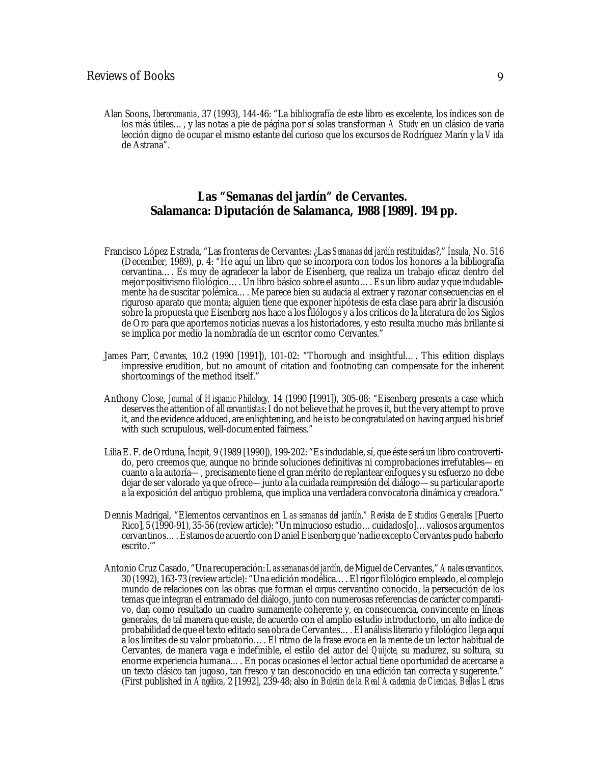Alan Soons, *Iberoromania,* 37 (1993), 144-46: "La bibliografía de este libro es excelente, los índices son de los más útiles… , y las notas a pie de página por sí solas transforman *A Study* en un clásico de varia lección digno de ocupar el mismo estante del curioso que los excursos de Rodríguez Marín y la *Vida* de Astrana".

## Las "Semanas del jardín" de Cervantes. Salamanca: Diputación de Salamanca, 1988 [1989]. 194 pp.

Francisco López Estrada, "Las fronteras de Cervantes: ¿Las *Semanas del jardín* restituidas?," *Ínsula,* No. 516 (December, 1989), p. 4: "He aquí un libro que se incorpora con todos los honores a la bibliografía cervantina… . Es muy de agradecer la labor de Eisenberg, que realiza un trabajo eficaz dentro del mejor positivismo filológico… . Un libro básico sobre el asunto… . Es un libro audaz y que indudablemente ha de suscitar polémica… . Me parece bien su audacia al extraer y razonar consecuencias en el riguroso aparato que monta; alguien tiene que exponer hipótesis de esta clase para abrir la discusión sobre la propuesta que Eisenberg nos hace a los filólogos y a los críticos de la literatura de los Siglos de Oro para que aportemos noticias nuevas a los historiadores, y esto resulta mucho más brillante si se implica por medio la nombradía de un escritor como Cervantes."

James Parr, *Cervantes,* 10.2 (1990 [1991]), 101-02: "Thorough and insightful… . This edition displays impressive erudition, but no amount of citation and footnoting can compensate for the inherent shortcomings of the method itself."

Anthony Close, *Journal of Hispanic Philology,* 14 (1990 [1991]), 305-08: "Eisenberg presents a case which deserves the attention of all *cervantistas*: I do not believe that he proves it, but the very attempt to prove it, and the evidence adduced, are enlightening, and he is to be congratulated on having argued his brief with such scrupulous, well-documented fairness."

Lilia E. F. de Orduna, *Íncipit,* 9 (1989 [1990]), 199-202: "Es indudable, sí, que éste será un libro controvertido, pero creemos que, aunque no brinde soluciones definitivas ni comprobaciones irrefutables—en cuanto a la autoría—, precisamente tiene el gran mérito de replantear enfoques y su esfuerzo no debe dejar de ser valorado ya que ofrece—junto a la cuidada reimpresión del diálogo—su particular aporte a la exposición del antiguo problema, que implica una verdadera convocatoria dinámica y creadora."

Dennis Madrigal, "Elementos cervantinos en *Las semanas del jardín,*" *Revista de Estudios Generales* [Puerto Rico], 5 (1990-91), 35-56 (review article): "Un minucioso estudio… cuidados[o]… valiosos argumentos cervantinos… . Estamos de acuerdo con Daniel Eisenberg que 'nadie excepto Cervantes pudo haberlo escrito.'"

Antonio Cruz Casado, "Una recuperación: *Las semanas del jardín,* de Miguel de Cervantes," *Anales cervantinos,* 30 (1992), 163-73 (review article): "Una edición modélica… . El rigor filológico empleado, el complejo mundo de relaciones con las obras que forman el *corpus* cervantino conocido, la persecución de los temas que integran el entramado del diálogo, junto con numerosas referencias de carácter comparativo, dan como resultado un cuadro sumamente coherente y, en consecuencia, convincente en líneas generales, de tal manera que existe, de acuerdo con el amplio estudio introductorio, un alto índice de probabilidad de que el texto editado sea obra de Cervantes… . El análisis literario y filológico llega aquí a los límites de su valor probatorio… . El ritmo de la frase evoca en la mente de un lector habitual de Cervantes, de manera vaga e indefinible, el estilo del autor del *Quijote,* su madurez, su soltura, su enorme experiencia humana… . En pocas ocasiones el lector actual tiene oportunidad de acercarse a un texto clásico tan jugoso, tan fresco y tan desconocido en una edición tan correcta y sugerente." (First published in *Angélica,* 2 [1992], 239-48; also in *Boletín de la Real Academia de Ciencias, Bellas Letras*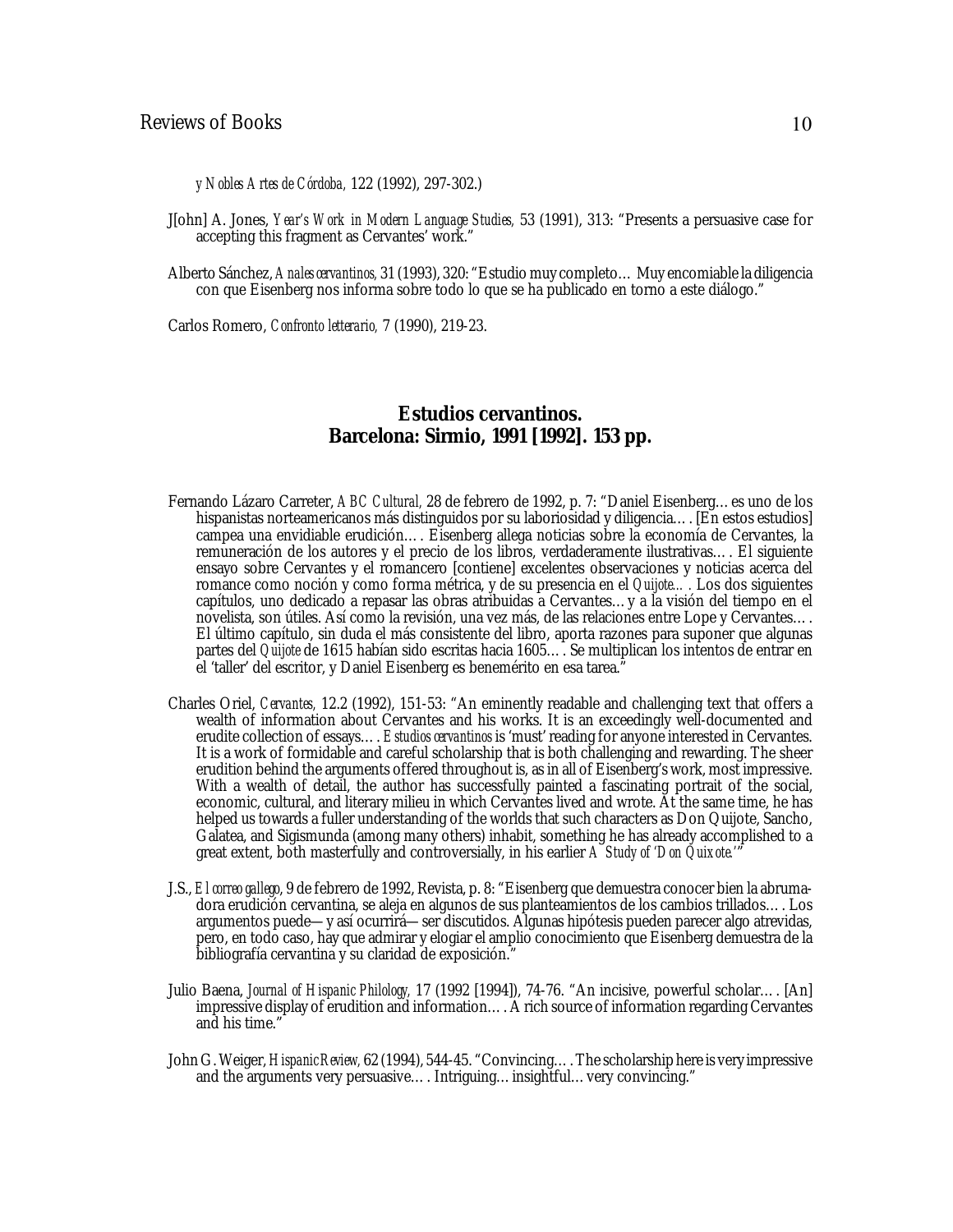*y Nobles Artes de Córdoba,* 122 (1992), 297-302.)

J[ohn] A. Jones, *Year's Work in Modern Language Studies,* 53 (1991), 313: "Presents a persuasive case for accepting this fragment as Cervantes' work."

Alberto Sánchez, *Anales cervantinos,* 31 (1993), 320: "Estudio muy completo… Muy encomiable la diligencia con que Eisenberg nos informa sobre todo lo que se ha publicado en torno a este diálogo."

Carlos Romero, *Confronto letterario,* 7 (1990), 219-23.

## Estudios cervantinos. Barcelona: Sirmio, 1991 [1992]. 153 pp.

Fernando Lázaro Carreter, *ABC Cultural,* 28 de febrero de 1992, p. 7: "Daniel Eisenberg… es uno de los hispanistas norteamericanos más distinguidos por su laboriosidad y diligencia…. [En estos estudios] campea una envidiable erudición…. Eisenberg allega noticias sobre la economía de Cervantes, la remuneración de los autores y el precio de los libros, verdaderamente ilustrativas…. El siguiente ensayo sobre Cervantes y el romancero [contiene] excelentes observaciones y noticias acerca del romance como noción y como forma métrica, y de su presencia en el *Quijote….* Los dos siguientes capítulos, uno dedicado a repasar las obras atribuidas a Cervantes… y a la visión del tiempo en el novelista, son útiles. Así como la revisión, una vez más, de las relaciones entre Lope y Cervantes…. El último capítulo, sin duda el más consistente del libro, aporta razones para suponer que algunas partes del *Quijote* de 1615 habían sido escritas hacia 1605…. Se multiplican los intentos de entrar en el 'taller' del escritor, y Daniel Eisenberg es benemérito en esa tarea."

Charles Oriel, *Cervantes,* 12.2 (1992), 151-53: "An eminently readable and challenging text that offers a wealth of information about Cervantes and his works. It is an exceedingly well-documented and erudite collection of essays…. *Estudios cervantinos* is 'must' reading for anyone interested in Cervantes. It is a work of formidable and careful scholarship that is both challenging and rewarding. The sheer erudition behind the arguments offered throughout is, as in all of Eisenberg's work, most impressive. With a wealth of detail, the author has successfully painted a fascinating portrait of the social, economic, cultural, and literary milieu in which Cervantes lived and wrote. At the same time, he has helped us towards a fuller understanding of the worlds that such characters as Don Quijote, Sancho, Galatea, and Sigismunda (among many others) inhabit, something he has already accomplished to a great extent, both masterfully and controversially, in his earlier *A Study of 'Don Quixote.'*"

J.S., *El correo gallego,* 9 de febrero de 1992, Revista, p. 8: "Eisenberg que demuestra conocer bien la abrumadora erudición cervantina, se aleja en algunos de sus planteamientos de los cambios trillados…. Los argumentos puede— y así ocurrirá— ser discutidos. Algunas hipótesis pueden parecer algo atrevidas, pero, en todo caso, hay que admirar y elogiar el amplio conocimiento que Eisenberg demuestra de la bibliografía cervantina y su claridad de exposición."

Julio Baena, *Journal of Hispanic Philology,* 17 (1992 [1994]), 74-76. "An incisive, powerful scholar…. [An] impressive display of erudition and information…. A rich source of information regarding Cervantes and his time."

John G. Weiger, *Hispanic Review,* 62 (1994), 544-45. "Convincing…. The scholarship here is very impressive and the arguments very persuasive…. Intriguing… insightful… very convincing."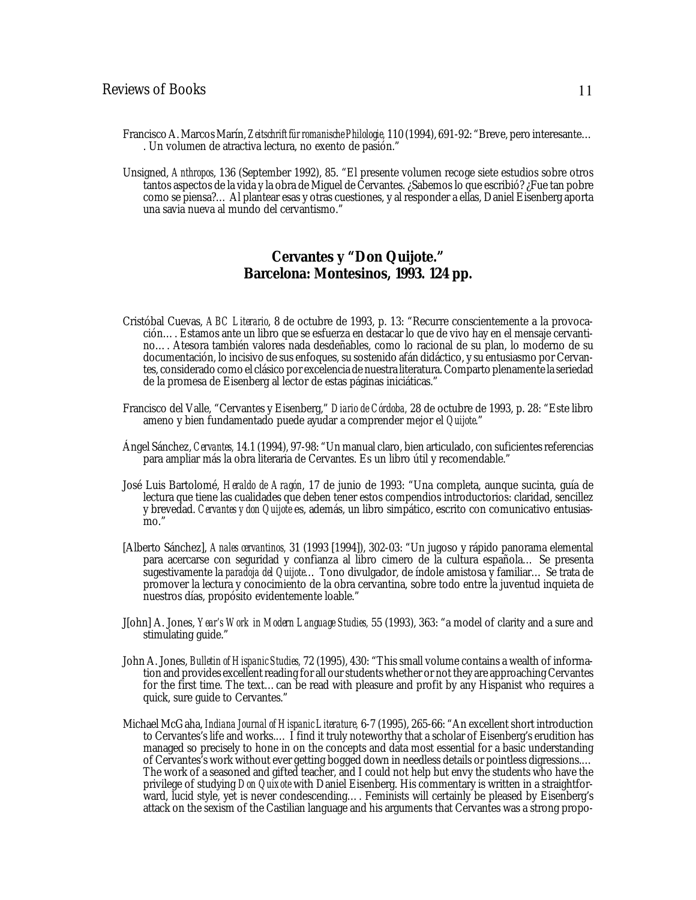Francisco A. Marcos Marín, *Zeitschrift für romanische Philologie*, 110 (1994), 691-92: "Breve, pero interesante… . Un volumen de atractiva lectura, no exento de pasión."

Unsigned, *Anthropos*, 136 (September 1992), 85. "El presente volumen recoge siete estudios sobre otros tantos aspectos de la vida y la obra de Miguel de Cervantes. ¿Sabemos lo que escribió? ¿Fue tan pobre como se piensa?… Al plantear esas y otras cuestiones, y al responder a ellas, Daniel Eisenberg aporta una savia nueva al mundo del cervantismo."

## Cervantes y "Don Quijote." Barcelona: Montesinos, 1993. 124 pp.

Cristóbal Cuevas, *ABC Literario*, 8 de octubre de 1993, p. 13: "Recurre conscientemente a la provocación…. Estamos ante un libro que se esfuerza en destacar lo que de vivo hay en el mensaje cervantino…. Atesora también valores nada desdeñables, como lo racional de su plan, lo moderno de su documentación, lo incisivo de sus enfoques, su sostenido afán didáctico, y su entusiasmo por Cervantes, considerado como el clásico por excelencia de nuestra literatura. Comparto plenamente la seriedad de la promesa de Eisenberg al lector de estas páginas iniciáticas."

Francisco del Valle, "Cervantes y Eisenberg," *Diario de Córdoba*, 28 de octubre de 1993, p. 28: "Este libro ameno y bien fundamentado puede ayudar a comprender mejor el *Quijote*."

Ángel Sánchez, *Cervantes*, 14.1 (1994), 97-98: "Un manual claro, bien articulado, con suficientes referencias para ampliar más la obra literaria de Cervantes. Es un libro útil y recomendable."

José Luis Bartolomé, *Heraldo de Aragón*, 17 de junio de 1993: "Una completa, aunque sucinta, guía de lectura que tiene las cualidades que deben tener estos compendios introductorios: claridad, sencillez y brevedad. *Cervantes y don Quijote* es, además, un libro simpático, escrito con comunicativo entusiasmo."

[Alberto Sánchez], *Anales cervantinos*, 31 (1993 [1994]), 302-03: "Un jugoso y rápido panorama elemental para acercarse con seguridad y confianza al libro cimero de la cultura española… Se presenta sugestivamente la *paradoja del Quijote*… Tono divulgador, de índole amistosa y familiar… Se trata de promover la lectura y conocimiento de la obra cervantina, sobre todo entre la juventud inquieta de nuestros días, propósito evidentemente loable."

J[ohn] A. Jones, *Year's Work in Modern Language Studies*, 55 (1993), 363: "a model of clarity and a sure and stimulating guide."

John A. Jones, *Bulletin of Hispanic Studies*, 72 (1995), 430: "This small volume contains a wealth of information and provides excellent reading for all our students whether or not they are approaching Cervantes for the first time. The text… can be read with pleasure and profit by any Hispanist who requires a quick, sure guide to Cervantes."

Michael McGaha, *Indiana Journal of Hispanic Literature*, 6-7 (1995), 265-66: "An excellent short introduction to Cervantes's life and works.… I find it truly noteworthy that a scholar of Eisenberg's erudition has managed so precisely to hone in on the concepts and data most essential for a basic understanding of Cervantes's work without ever getting bogged down in needless details or pointless digressions.… The work of a seasoned and gifted teacher, and I could not help but envy the students who have the privilege of studying *Don Quixote* with Daniel Eisenberg. His commentary is written in a straightforward, lucid style, yet is never condescending…. Feminists will certainly be pleased by Eisenberg's attack on the sexism of the Castilian language and his arguments that Cervantes was a strong propo-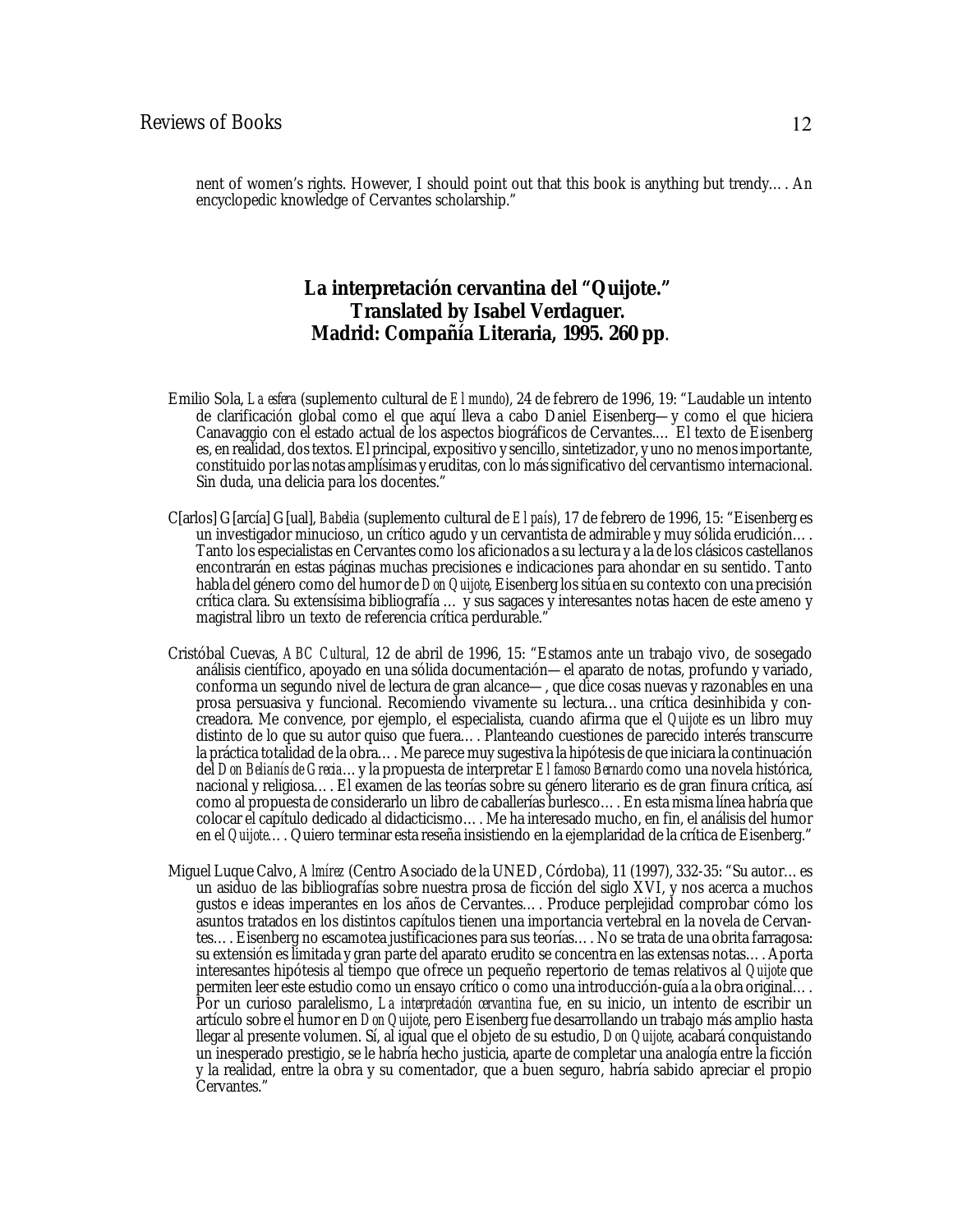nent of women's rights. However, I should point out that this book is anything but trendy…. An encyclopedic knowledge of Cervantes scholarship."

## La interpretación cervantina del "Quijote." Translated by Isabel Verdaguer. Madrid: Compañía Literaria, 1995. 260 pp.

Emilio Sola, *La esfera* (suplemento cultural de *El mundo*), 24 de febrero de 1996, 19: "Laudable un intento de clarificación global como el que aquí lleva a cabo Daniel Eisenberg—y como el que hiciera Canavaggio con el estado actual de los aspectos biográficos de Cervantes.... El texto de Eisenberg es, en realidad, dos textos. El principal, expositivo y sencillo, sintetizador, y uno no menos importante, constituido por las notas amplísimas y eruditas, con lo más significativo del cervantismo internacional. Sin duda, una delicia para los docentes."

C[arlos] G[arcía] G[ual], *Babelia* (suplemento cultural de *El país*), 17 de febrero de 1996, 15: "Eisenberg es un investigador minucioso, un crítico agudo y un cervantista de admirable y muy sólida erudición…. Tanto los especialistas en Cervantes como los aficionados a su lectura y a la de los clásicos castellanos encontrarán en estas páginas muchas precisiones e indicaciones para ahondar en su sentido. Tanto habla del género como del humor de *Don Quijote*, Eisenberg los sitúa en su contexto con una precisión crítica clara. Su extensísima bibliografía … y sus sagaces y interesantes notas hacen de este ameno y magistral libro un texto de referencia crítica perdurable."

Cristóbal Cuevas, *ABC Cultural*, 12 de abril de 1996, 15: "Estamos ante un trabajo vivo, de sosegado análisis científico, apoyado en una sólida documentación—el aparato de notas, profundo y variado, conforma un segundo nivel de lectura de gran alcance—, que dice cosas nuevas y razonables en una prosa persuasiva y funcional. Recomiendo vivamente su lectura…una crítica desinhibida y concreadora. Me convence, por ejemplo, el especialista, cuando afirma que el *Quijote* es un libro muy distinto de lo que su autor quiso que fuera…. Planteando cuestiones de parecido interés transcurre la práctica totalidad de la obra…. Me parece muy sugestiva la hipótesis de que iniciara la continuación del *Don Belianís de Grecia*…y la propuesta de interpretar *El famoso Bernardo* como una novela histórica, nacional y religiosa…. El examen de las teorías sobre su género literario es de gran finura crítica, así como al propuesta de considerarlo un libro de caballerías burlesco…. En esta misma línea habría que colocar el capítulo dedicado al didacticismo…. Me ha interesado mucho, en fin, el análisis del humor en el *Quijote*…. Quiero terminar esta reseña insistiendo en la ejemplaridad de la crítica de Eisenberg."

Miguel Luque Calvo, *Almírez* (Centro Asociado de la UNED, Córdoba), 11 (1997), 332-35: "Su autor…es un asiduo de las bibliografías sobre nuestra prosa de ficción del siglo XVI, y nos acerca a muchos gustos e ideas imperantes en los años de Cervantes…. Produce perplejidad comprobar cómo los asuntos tratados en los distintos capítulos tienen una importancia vertebral en la novela de Cervantes…. Eisenberg no escamotea justificaciones para sus teorías…. No se trata de una obrita farragosa: su extensión es limitada y gran parte del aparato erudito se concentra en las extensas notas…. Aporta interesantes hipótesis al tiempo que ofrece un pequeño repertorio de temas relativos al *Quijote* que permiten leer este estudio como un ensayo crítico o como una introducción-guía a la obra original…. Por un curioso paralelismo, *La interpretación cervantina* fue, en su inicio, un intento de escribir un artículo sobre el humor en *Don Quijote*, pero Eisenberg fue desarrollando un trabajo más amplio hasta llegar al presente volumen. Sí, al igual que el objeto de su estudio, *Don Quijote*, acabará conquistando un inesperado prestigio, se le habría hecho justicia, aparte de completar una analogía entre la ficción y la realidad, entre la obra y su comentador, que a buen seguro, habría sabido apreciar el propio Cervantes."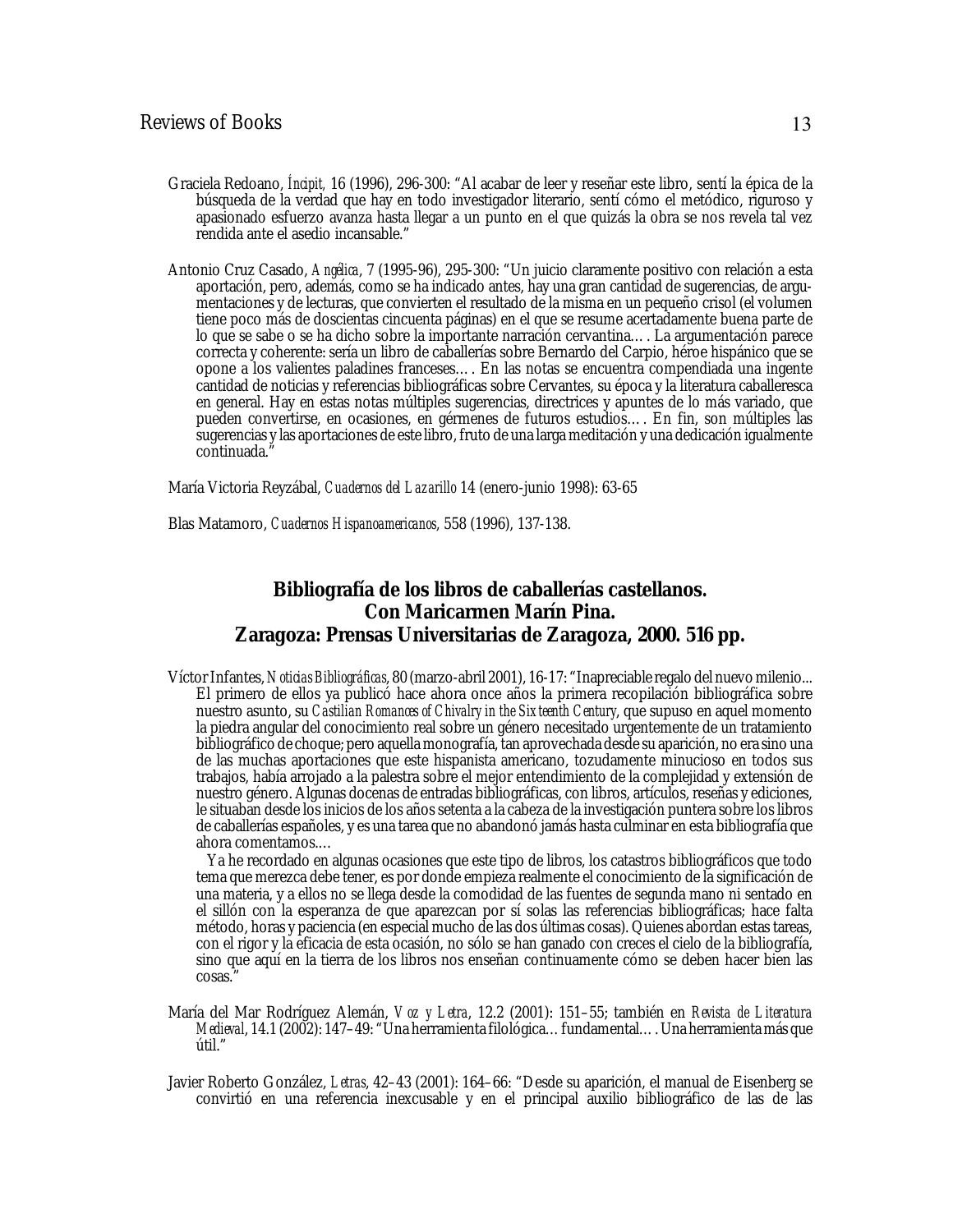Graciela Redoano, *Íncipit,* 16 (1996), 296-300: "Al acabar de leer y reseñar este libro, sentí la épica de la búsqueda de la verdad que hay en todo investigador literario, sentí cómo el metódico, riguroso y apasionado esfuerzo avanza hasta llegar a un punto en el que quizás la obra se nos revela tal vez rendida ante el asedio incansable."

Antonio Cruz Casado, *Angélica*, 7 (1995-96), 295-300: "Un juicio claramente positivo con relación a esta aportación, pero, además, como se ha indicado antes, hay una gran cantidad de sugerencias, de argumentaciones y de lecturas, que convierten el resultado de la misma en un pequeño crisol (el volumen tiene poco más de doscientas cincuenta páginas) en el que se resume acertadamente buena parte de lo que se sabe o se ha dicho sobre la importante narración cervantina…. La argumentación parece correcta y coherente: sería un libro de caballerías sobre Bernardo del Carpio, héroe hispánico que se opone a los valientes paladines franceses…. En las notas se encuentra compendiada una ingente cantidad de noticias y referencias bibliográficas sobre Cervantes, su época y la literatura caballeresca en general. Hay en estas notas múltiples sugerencias, directrices y apuntes de lo más variado, que pueden convertirse, en ocasiones, en gérmenes de futuros estudios…. En fin, son múltiples las sugerencias y las aportaciones de este libro, fruto de una larga meditación y una dedicación igualmente continuada."

María Victoria Reyzábal, *Cuadernos del Lazarillo* 14 (enero-junio 1998): 63-65

Blas Matamoro, *Cuadernos Hispanoamericanos*, 558 (1996), 137-138.

## Bibliografía de los libros de caballerías castellanos. Con Maricarmen Marín Pina. Zaragoza: Prensas Universitarias de Zaragoza, 2000. 516 pp.

Víctor Infantes, *Noticias Bibliográficas,* 80 (marzo-abril 2001), 16-17: "Inapreciable regalo del nuevo milenio... El primero de ellos ya publicó hace ahora once años la primera recopilación bibliográfica sobre nuestro asunto, su *Castilian Romances of Chivalry in the Sixteenth Century*, que supuso en aquel momento la piedra angular del conocimiento real sobre un género necesitado urgentemente de un tratamiento bibliográfico de choque; pero aquella monografía, tan aprovechada desde su aparición, no era sino una de las muchas aportaciones que este hispanista americano, tozudamente minucioso en todos sus trabajos, había arrojado a la palestra sobre el mejor entendimiento de la complejidad y extensión de nuestro género. Algunas docenas de entradas bibliográficas, con libros, artículos, reseñas y ediciones, le situaban desde los inicios de los años setenta a la cabeza de la investigación puntera sobre los libros de caballerías españoles, y es una tarea que no abandonó jamás hasta culminar en esta bibliografía que ahora comentamos.…

Ya he recordado en algunas ocasiones que este tipo de libros, los catastros bibliográficos que todo tema que merezca debe tener, es por donde empieza realmente el conocimiento de la significación de una materia, y a ellos no se llega desde la comodidad de las fuentes de segunda mano ni sentado en el sillón con la esperanza de que aparezcan por sí solas las referencias bibliográficas; hace falta método, horas y paciencia (en especial mucho de las dos últimas cosas). Quienes abordan estas tareas, con el rigor y la eficacia de esta ocasión, no sólo se han ganado con creces el cielo de la bibliografía, sino que aquí en la tierra de los libros nos enseñan continuamente cómo se deben hacer bien las cosas."

María del Mar Rodríguez Alemán, *Voz y Letra*, 12.2 (2001): 151–55; también en *Revista de Literatura Medieval*, 14.1 (2002): 147–49: "Una herramienta filológica… fundamental…. Una herramienta más que útil."

Javier Roberto González, *Letras*, 42–43 (2001): 164–66: "Desde su aparición, el manual de Eisenberg se convirtió en una referencia inexcusable y en el principal auxilio bibliográfico de las de las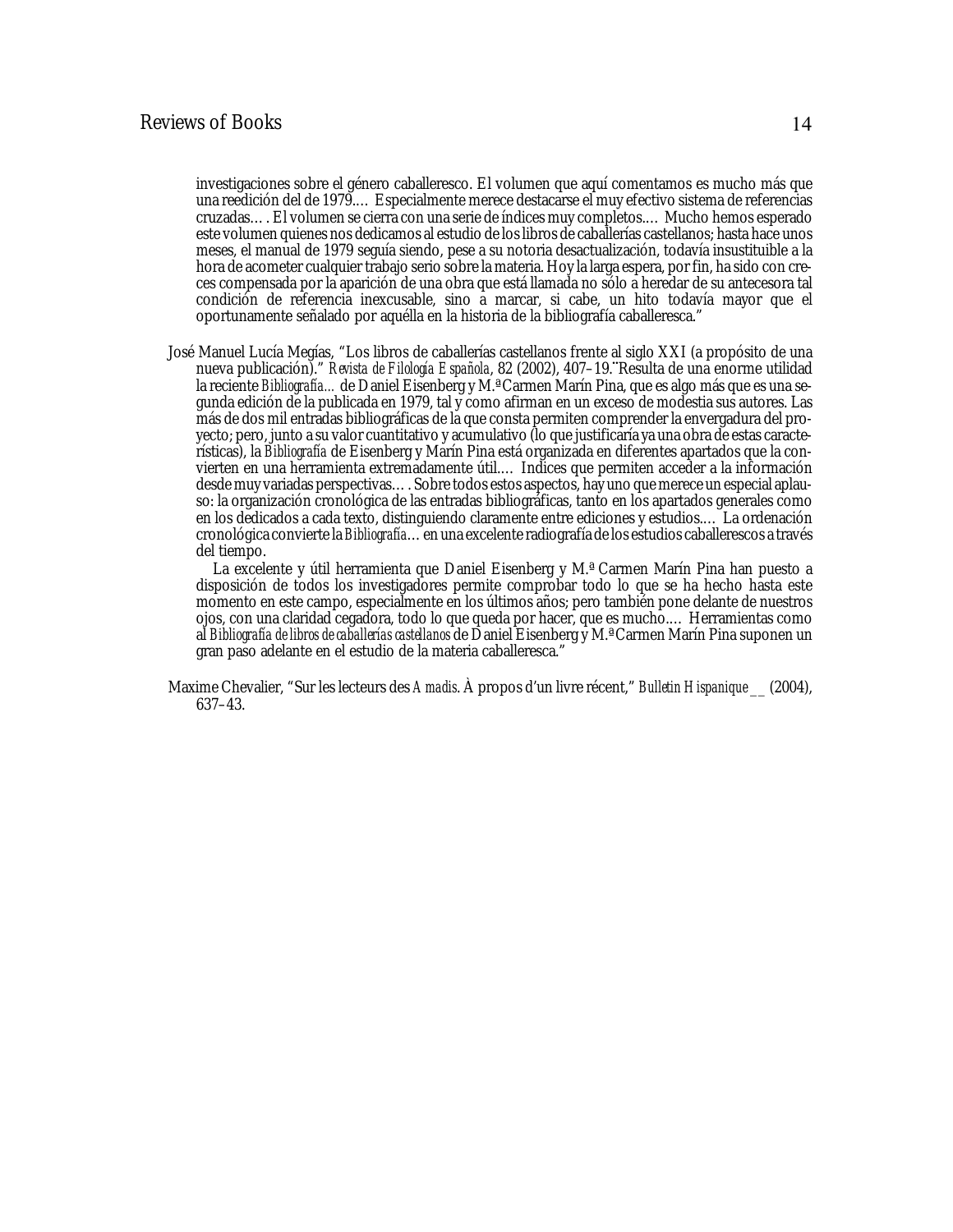investigaciones sobre el género caballeresco. El volumen que aquí comentamos es mucho más que una reedición del de 1979.… Especialmente merece destacarse el muy efectivo sistema de referencias cruzadas… . El volumen se cierra con una serie de índices muy completos.… Mucho hemos esperado este volumen quienes nos dedicamos al estudio de los libros de caballerías castellanos; hasta hace unos meses, el manual de 1979 seguía siendo, pese a su notoria desactualización, todavía insustituible a la hora de acometer cualquier trabajo serio sobre la materia. Hoy la larga espera, por fin, ha sido con creces compensada por la aparición de una obra que está llamada no sólo a heredar de su antecesora tal condición de referencia inexcusable, sino a marcar, si cabe, un hito todavía mayor que el oportunamente señalado por aquélla en la historia de la bibliografía caballeresca."

José Manuel Lucía Megías, "Los libros de caballerías castellanos frente al siglo XXI (a propósito de una nueva publicación)." *Revista de Filología Española*, 82 (2002), 407–19."Resulta de una enorme utilidad la reciente *Bibliografía…* de Daniel Eisenberg y M.ª Carmen Marín Pina, que es algo más que es una segunda edición de la publicada en 1979, tal y como afirman en un exceso de modestia sus autores. Las más de dos mil entradas bibliográficas de la que consta permiten comprender la envergadura del proyecto; pero, junto a su valor cuantitativo y acumulativo (lo que justificaría ya una obra de estas características), la *Bibliografía* de Eisenberg y Marín Pina está organizada en diferentes apartados que la convierten en una herramienta extremadamente útil.… Índices que permiten acceder a la información desde muy variadas perspectivas… . Sobre todos estos aspectos, hay uno que merece un especial aplauso: la organización cronológica de las entradas bibliográficas, tanto en los apartados generales como en los dedicados a cada texto, distinguiendo claramente entre ediciones y estudios.… La ordenación cronológica convierte la *Bibliografía*… en una excelente radiografía de los estudios caballerescos a través del tiempo.

La excelente y útil herramienta que Daniel Eisenberg y M.ª Carmen Marín Pina han puesto a disposición de todos los investigadores permite comprobar todo lo que se ha hecho hasta este momento en este campo, especialmente en los últimos años; pero también pone delante de nuestros ojos, con una claridad cegadora, todo lo que queda por hacer, que es mucho.… Herramientas como al *Bibliografía de libros de caballerías castellanos* de Daniel Eisenberg y M.ª Carmen Marín Pina suponen un gran paso adelante en el estudio de la materia caballeresca."

Maxime Chevalier, "Sur les lecteurs des *Amadis*. À propos d'un livre récent," *Bulletin Hispanique* __ (2004), 637–43.